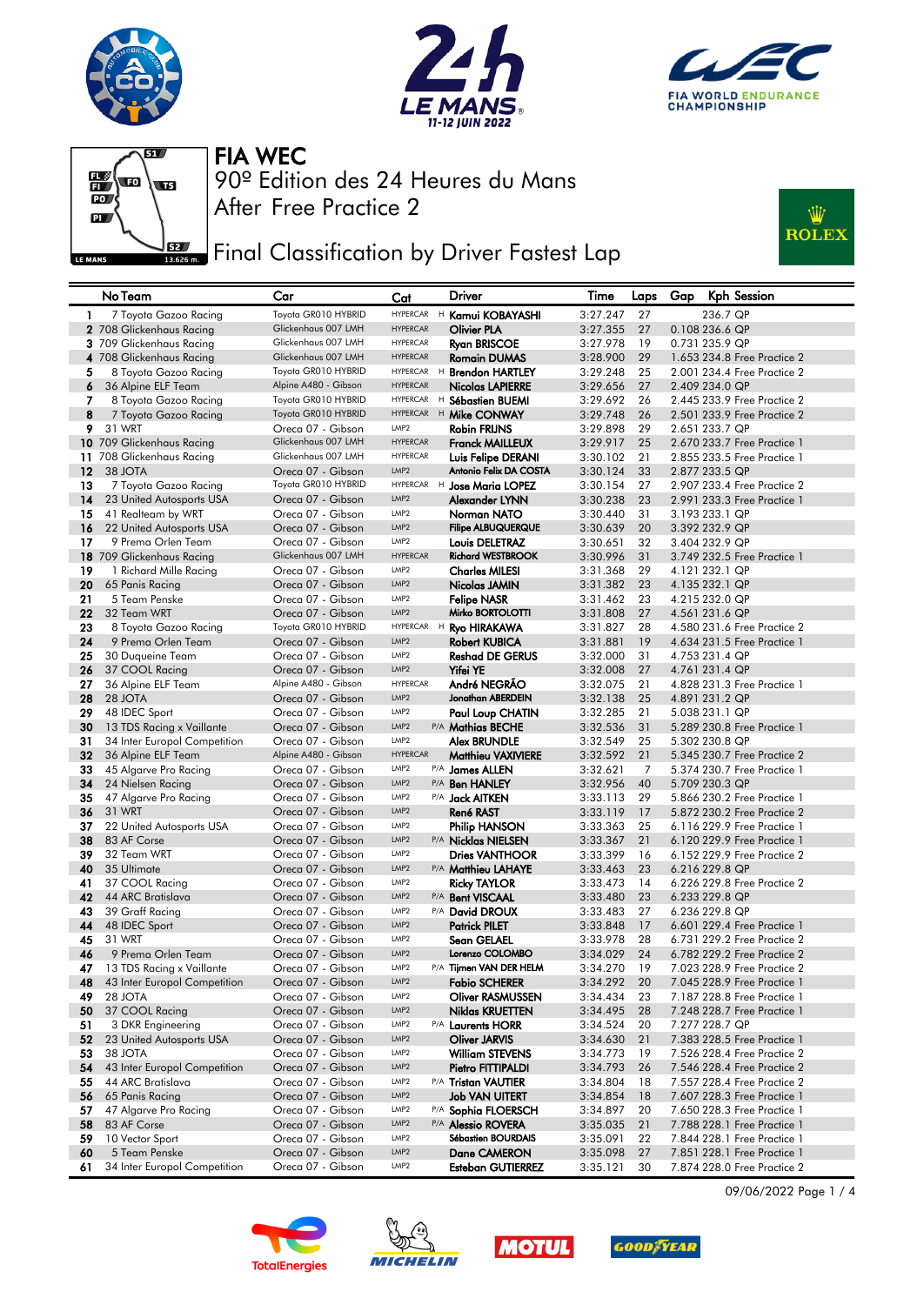# FIA WEC

## 90º Edition des 24 Heures du Mans

## After Free Practice 2

## Final Classification by Driver Fastest Lap

| | No Team | Car | Cat | | Driver | Time | Laps | Gap | Kph | Session |
|---|---|---|---|---|---|---|---|---|---|---|
| 1 | 7 Toyota Gazoo Racing | Toyota GR010 HYBRID | HYPERCAR | H | Kamui KOBAYASHI | 3:27.247 | 27 | | 236.7 | QP |
| 2 | 708 Glickenhaus Racing | Glickenhaus 007 LMH | HYPERCAR | | Olivier PLA | 3:27.355 | 27 | 0.108 | 236.6 | QP |
| 3 | 709 Glickenhaus Racing | Glickenhaus 007 LMH | HYPERCAR | | Ryan BRISCOE | 3:27.978 | 19 | 0.731 | 235.9 | QP |
| 4 | 708 Glickenhaus Racing | Glickenhaus 007 LMH | HYPERCAR | | Romain DUMAS | 3:28.900 | 29 | 1.653 | 234.8 | Free Practice 2 |
| 5 | 8 Toyota Gazoo Racing | Toyota GR010 HYBRID | HYPERCAR | H | Brendon HARTLEY | 3:29.248 | 25 | 2.001 | 234.4 | Free Practice 2 |
| 6 | 36 Alpine ELF Team | Alpine A480 - Gibson | HYPERCAR | | Nicolas LAPIERRE | 3:29.656 | 27 | 2.409 | 234.0 | QP |
| 7 | 8 Toyota Gazoo Racing | Toyota GR010 HYBRID | HYPERCAR | H | Sébastien BUEMI | 3:29.692 | 26 | 2.445 | 233.9 | Free Practice 2 |
| 8 | 7 Toyota Gazoo Racing | Toyota GR010 HYBRID | HYPERCAR | H | Mike CONWAY | 3:29.748 | 26 | 2.501 | 233.9 | Free Practice 2 |
| 9 | 31 WRT | Oreca 07 - Gibson | LMP2 | | Robin FRIJNS | 3:29.898 | 29 | 2.651 | 233.7 | QP |
| 10 | 709 Glickenhaus Racing | Glickenhaus 007 LMH | HYPERCAR | | Franck MAILLEUX | 3:29.917 | 25 | 2.670 | 233.7 | Free Practice 1 |
| 11 | 708 Glickenhaus Racing | Glickenhaus 007 LMH | HYPERCAR | | Luis Felipe DERANI | 3:30.102 | 21 | 2.855 | 233.5 | Free Practice 1 |
| 12 | 38 JOTA | Oreca 07 - Gibson | LMP2 | | Antonio Felix DA COSTA | 3:30.124 | 33 | 2.877 | 233.5 | QP |
| 13 | 7 Toyota Gazoo Racing | Toyota GR010 HYBRID | HYPERCAR | H | Jose Maria LOPEZ | 3:30.154 | 27 | 2.907 | 233.4 | Free Practice 2 |
| 14 | 23 United Autosports USA | Oreca 07 - Gibson | LMP2 | | Alexander LYNN | 3:30.238 | 23 | 2.991 | 233.3 | Free Practice 1 |
| 15 | 41 Realteam by WRT | Oreca 07 - Gibson | LMP2 | | Norman NATO | 3:30.440 | 31 | 3.193 | 233.1 | QP |
| 16 | 22 United Autosports USA | Oreca 07 - Gibson | LMP2 | | Filipe ALBUQUERQUE | 3:30.639 | 20 | 3.392 | 232.9 | QP |
| 17 | 9 Prema Orlen Team | Oreca 07 - Gibson | LMP2 | | Louis DELETRAZ | 3:30.651 | 32 | 3.404 | 232.9 | QP |
| 18 | 709 Glickenhaus Racing | Glickenhaus 007 LMH | HYPERCAR | | Richard WESTBROOK | 3:30.996 | 31 | 3.749 | 232.5 | Free Practice 1 |
| 19 | 1 Richard Mille Racing | Oreca 07 - Gibson | LMP2 | | Charles MILESI | 3:31.368 | 29 | 4.121 | 232.1 | QP |
| 20 | 65 Panis Racing | Oreca 07 - Gibson | LMP2 | | Nicolas JAMIN | 3:31.382 | 23 | 4.135 | 232.1 | QP |
| 21 | 5 Team Penske | Oreca 07 - Gibson | LMP2 | | Felipe NASR | 3:31.462 | 23 | 4.215 | 232.0 | QP |
| 22 | 32 Team WRT | Oreca 07 - Gibson | LMP2 | | Mirko BORTOLOTTI | 3:31.808 | 27 | 4.561 | 231.6 | QP |
| 23 | 8 Toyota Gazoo Racing | Toyota GR010 HYBRID | HYPERCAR | H | Ryo HIRAKAWA | 3:31.827 | 28 | 4.580 | 231.6 | Free Practice 2 |
| 24 | 9 Prema Orlen Team | Oreca 07 - Gibson | LMP2 | | Robert KUBICA | 3:31.881 | 19 | 4.634 | 231.5 | Free Practice 1 |
| 25 | 30 Duqueine Team | Oreca 07 - Gibson | LMP2 | | Reshad DE GERUS | 3:32.000 | 31 | 4.753 | 231.4 | QP |
| 26 | 37 COOL Racing | Oreca 07 - Gibson | LMP2 | | Yifei YE | 3:32.008 | 27 | 4.761 | 231.4 | QP |
| 27 | 36 Alpine ELF Team | Alpine A480 - Gibson | HYPERCAR | | André NEGRÃO | 3:32.075 | 21 | 4.828 | 231.3 | Free Practice 1 |
| 28 | 28 JOTA | Oreca 07 - Gibson | LMP2 | | Jonathan ABERDEIN | 3:32.138 | 25 | 4.891 | 231.2 | QP |
| 29 | 48 IDEC Sport | Oreca 07 - Gibson | LMP2 | | Paul Loup CHATIN | 3:32.285 | 21 | 5.038 | 231.1 | QP |
| 30 | 13 TDS Racing x Vaillante | Oreca 07 - Gibson | LMP2 | P/A | Mathias BECHE | 3:32.536 | 31 | 5.289 | 230.8 | Free Practice 1 |
| 31 | 34 Inter Europol Competition | Oreca 07 - Gibson | LMP2 | | Alex BRUNDLE | 3:32.549 | 25 | 5.302 | 230.8 | QP |
| 32 | 36 Alpine ELF Team | Alpine A480 - Gibson | HYPERCAR | | Matthieu VAXIVIERE | 3:32.592 | 21 | 5.345 | 230.7 | Free Practice 2 |
| 33 | 45 Algarve Pro Racing | Oreca 07 - Gibson | LMP2 | P/A | James ALLEN | 3:32.621 | 7 | 5.374 | 230.7 | Free Practice 1 |
| 34 | 24 Nielsen Racing | Oreca 07 - Gibson | LMP2 | P/A | Ben HANLEY | 3:32.956 | 40 | 5.709 | 230.3 | QP |
| 35 | 47 Algarve Pro Racing | Oreca 07 - Gibson | LMP2 | P/A | Jack AITKEN | 3:33.113 | 29 | 5.866 | 230.2 | Free Practice 1 |
| 36 | 31 WRT | Oreca 07 - Gibson | LMP2 | | René RAST | 3:33.119 | 17 | 5.872 | 230.2 | Free Practice 2 |
| 37 | 22 United Autosports USA | Oreca 07 - Gibson | LMP2 | | Philip HANSON | 3:33.363 | 25 | 6.116 | 229.9 | Free Practice 1 |
| 38 | 83 AF Corse | Oreca 07 - Gibson | LMP2 | P/A | Nicklas NIELSEN | 3:33.367 | 21 | 6.120 | 229.9 | Free Practice 1 |
| 39 | 32 Team WRT | Oreca 07 - Gibson | LMP2 | | Dries VANTHOOR | 3:33.399 | 16 | 6.152 | 229.9 | Free Practice 2 |
| 40 | 35 Ultimate | Oreca 07 - Gibson | LMP2 | P/A | Matthieu LAHAYE | 3:33.463 | 23 | 6.216 | 229.8 | QP |
| 41 | 37 COOL Racing | Oreca 07 - Gibson | LMP2 | | Ricky TAYLOR | 3:33.473 | 14 | 6.226 | 229.8 | Free Practice 2 |
| 42 | 44 ARC Bratislava | Oreca 07 - Gibson | LMP2 | P/A | Bent VISCAAL | 3:33.480 | 23 | 6.233 | 229.8 | QP |
| 43 | 39 Graff Racing | Oreca 07 - Gibson | LMP2 | P/A | David DROUX | 3:33.483 | 27 | 6.236 | 229.8 | QP |
| 44 | 48 IDEC Sport | Oreca 07 - Gibson | LMP2 | | Patrick PILET | 3:33.848 | 17 | 6.601 | 229.4 | Free Practice 1 |
| 45 | 31 WRT | Oreca 07 - Gibson | LMP2 | | Sean GELAEL | 3:33.978 | 28 | 6.731 | 229.2 | Free Practice 2 |
| 46 | 9 Prema Orlen Team | Oreca 07 - Gibson | LMP2 | | Lorenzo COLOMBO | 3:34.029 | 24 | 6.782 | 229.2 | Free Practice 2 |
| 47 | 13 TDS Racing x Vaillante | Oreca 07 - Gibson | LMP2 | P/A | Tijmen VAN DER HELM | 3:34.270 | 19 | 7.023 | 228.9 | Free Practice 2 |
| 48 | 43 Inter Europol Competition | Oreca 07 - Gibson | LMP2 | | Fabio SCHERER | 3:34.292 | 20 | 7.045 | 228.9 | Free Practice 1 |
| 49 | 28 JOTA | Oreca 07 - Gibson | LMP2 | | Oliver RASMUSSEN | 3:34.434 | 23 | 7.187 | 228.8 | Free Practice 1 |
| 50 | 37 COOL Racing | Oreca 07 - Gibson | LMP2 | | Niklas KRUETTEN | 3:34.495 | 28 | 7.248 | 228.7 | Free Practice 1 |
| 51 | 3 DKR Engineering | Oreca 07 - Gibson | LMP2 | P/A | Laurents HORR | 3:34.524 | 20 | 7.277 | 228.7 | QP |
| 52 | 23 United Autosports USA | Oreca 07 - Gibson | LMP2 | | Oliver JARVIS | 3:34.630 | 21 | 7.383 | 228.5 | Free Practice 1 |
| 53 | 38 JOTA | Oreca 07 - Gibson | LMP2 | | William STEVENS | 3:34.773 | 19 | 7.526 | 228.4 | Free Practice 2 |
| 54 | 43 Inter Europol Competition | Oreca 07 - Gibson | LMP2 | | Pietro FITTIPALDI | 3:34.793 | 26 | 7.546 | 228.4 | Free Practice 2 |
| 55 | 44 ARC Bratislava | Oreca 07 - Gibson | LMP2 | P/A | Tristan VAUTIER | 3:34.804 | 18 | 7.557 | 228.4 | Free Practice 2 |
| 56 | 65 Panis Racing | Oreca 07 - Gibson | LMP2 | | Job VAN UITERT | 3:34.854 | 18 | 7.607 | 228.3 | Free Practice 1 |
| 57 | 47 Algarve Pro Racing | Oreca 07 - Gibson | LMP2 | P/A | Sophia FLOERSCH | 3:34.897 | 20 | 7.650 | 228.3 | Free Practice 1 |
| 58 | 83 AF Corse | Oreca 07 - Gibson | LMP2 | P/A | Alessio ROVERA | 3:35.035 | 21 | 7.788 | 228.1 | Free Practice 2 |
| 59 | 10 Vector Sport | Oreca 07 - Gibson | LMP2 | | Sébastien BOURDAIS | 3:35.091 | 22 | 7.844 | 228.1 | Free Practice 1 |
| 60 | 5 Team Penske | Oreca 07 - Gibson | LMP2 | | Dane CAMERON | 3:35.098 | 27 | 7.851 | 228.1 | Free Practice 1 |
| 61 | 34 Inter Europol Competition | Oreca 07 - Gibson | LMP2 | | Esteban GUTIERREZ | 3:35.121 | 30 | 7.874 | 228.0 | Free Practice 2 |

09/06/2022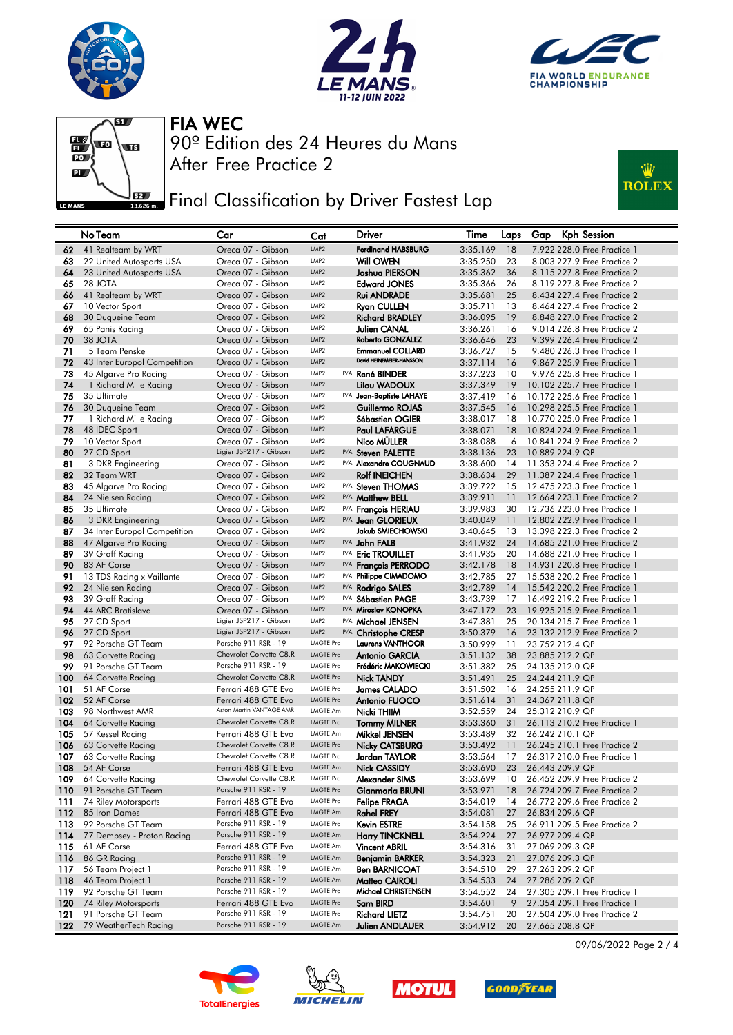# FIA WEC

## 90º Edition des 24 Heures du Mans

After Free Practice 2

## Final Classification by Driver Fastest Lap

| | No Team | Car | Cat | | Driver | Time | Laps | Gap | Kph | Session |
|---|---|---|---|---|---|---|---|---|---|---|
| 62 | 41 Realteam by WRT | Oreca 07 - Gibson | LMP2 | | Ferdinand HABSBURG | 3:35.169 | 18 | 7.922 | 228.0 | Free Practice 1 |
| 63 | 22 United Autosports USA | Oreca 07 - Gibson | LMP2 | | Will OWEN | 3:35.250 | 23 | 8.003 | 227.9 | Free Practice 2 |
| 64 | 23 United Autosports USA | Oreca 07 - Gibson | LMP2 | | Joshua PIERSON | 3:35.362 | 36 | 8.115 | 227.8 | Free Practice 2 |
| 65 | 28 JOTA | Oreca 07 - Gibson | LMP2 | | Edward JONES | 3:35.366 | 26 | 8.119 | 227.8 | Free Practice 2 |
| 66 | 41 Realteam by WRT | Oreca 07 - Gibson | LMP2 | | Rui ANDRADE | 3:35.681 | 25 | 8.434 | 227.4 | Free Practice 2 |
| 67 | 10 Vector Sport | Oreca 07 - Gibson | LMP2 | | Ryan CULLEN | 3:35.711 | 13 | 8.464 | 227.4 | Free Practice 2 |
| 68 | 30 Duqueine Team | Oreca 07 - Gibson | LMP2 | | Richard BRADLEY | 3:36.095 | 19 | 8.848 | 227.0 | Free Practice 2 |
| 69 | 65 Panis Racing | Oreca 07 - Gibson | LMP2 | | Julien CANAL | 3:36.261 | 16 | 9.014 | 226.8 | Free Practice 2 |
| 70 | 38 JOTA | Oreca 07 - Gibson | LMP2 | | Roberto GONZALEZ | 3:36.646 | 23 | 9.399 | 226.4 | Free Practice 2 |
| 71 | 5 Team Penske | Oreca 07 - Gibson | LMP2 | | Emmanuel COLLARD | 3:36.727 | 15 | 9.480 | 226.3 | Free Practice 1 |
| 72 | 43 Inter Europol Competition | Oreca 07 - Gibson | LMP2 | | David HEINEMEIER-HANSSON | 3:37.114 | 16 | 9.867 | 225.9 | Free Practice 1 |
| 73 | 45 Algarve Pro Racing | Oreca 07 - Gibson | LMP2 | P/A | René BINDER | 3:37.223 | 10 | 9.976 | 225.8 | Free Practice 1 |
| 74 | 1 Richard Mille Racing | Oreca 07 - Gibson | LMP2 | | Lilou WADOUX | 3:37.349 | 19 | 10.102 | 225.7 | Free Practice 1 |
| 75 | 35 Ultimate | Oreca 07 - Gibson | LMP2 | P/A | Jean-Baptiste LAHAYE | 3:37.419 | 16 | 10.172 | 225.6 | Free Practice 1 |
| 76 | 30 Duqueine Team | Oreca 07 - Gibson | LMP2 | | Guillermo ROJAS | 3:37.545 | 16 | 10.298 | 225.5 | Free Practice 1 |
| 77 | 1 Richard Mille Racing | Oreca 07 - Gibson | LMP2 | | Sébastien OGIER | 3:38.017 | 18 | 10.770 | 225.0 | Free Practice 1 |
| 78 | 48 IDEC Sport | Oreca 07 - Gibson | LMP2 | | Paul LAFARGUE | 3:38.071 | 18 | 10.824 | 224.9 | Free Practice 1 |
| 79 | 10 Vector Sport | Oreca 07 - Gibson | LMP2 | | Nico MÜLLER | 3:38.088 | 6 | 10.841 | 224.9 | Free Practice 2 |
| 80 | 27 CD Sport | Ligier JSP217 - Gibson | LMP2 | P/A | Steven PALETTE | 3:38.136 | 23 | 10.889 | 224.9 | QP |
| 81 | 3 DKR Engineering | Oreca 07 - Gibson | LMP2 | P/A | Alexandre COUGNAUD | 3:38.600 | 14 | 11.353 | 224.4 | Free Practice 2 |
| 82 | 32 Team WRT | Oreca 07 - Gibson | LMP2 | | Rolf INEICHEN | 3:38.634 | 29 | 11.387 | 224.4 | Free Practice 1 |
| 83 | 45 Algarve Pro Racing | Oreca 07 - Gibson | LMP2 | P/A | Steven THOMAS | 3:39.722 | 15 | 12.475 | 223.3 | Free Practice 1 |
| 84 | 24 Nielsen Racing | Oreca 07 - Gibson | LMP2 | P/A | Matthew BELL | 3:39.911 | 11 | 12.664 | 223.1 | Free Practice 2 |
| 85 | 35 Ultimate | Oreca 07 - Gibson | LMP2 | P/A | François HERIAU | 3:39.983 | 30 | 12.736 | 223.0 | Free Practice 1 |
| 86 | 3 DKR Engineering | Oreca 07 - Gibson | LMP2 | P/A | Jean GLORIEUX | 3:40.049 | 11 | 12.802 | 222.9 | Free Practice 1 |
| 87 | 34 Inter Europol Competition | Oreca 07 - Gibson | LMP2 | | Jakub SMIECHOWSKI | 3:40.645 | 13 | 13.398 | 222.3 | Free Practice 2 |
| 88 | 47 Algarve Pro Racing | Oreca 07 - Gibson | LMP2 | P/A | John FALB | 3:41.932 | 24 | 14.685 | 221.0 | Free Practice 2 |
| 89 | 39 Graff Racing | Oreca 07 - Gibson | LMP2 | P/A | Eric TROUILLET | 3:41.935 | 20 | 14.688 | 221.0 | Free Practice 1 |
| 90 | 83 AF Corse | Oreca 07 - Gibson | LMP2 | P/A | François PERRODO | 3:42.178 | 18 | 14.931 | 220.8 | Free Practice 1 |
| 91 | 13 TDS Racing x Vaillante | Oreca 07 - Gibson | LMP2 | P/A | Philippe CIMADOMO | 3:42.785 | 27 | 15.538 | 220.2 | Free Practice 1 |
| 92 | 24 Nielsen Racing | Oreca 07 - Gibson | LMP2 | P/A | Rodrigo SALES | 3:42.789 | 14 | 15.542 | 220.2 | Free Practice 1 |
| 93 | 39 Graff Racing | Oreca 07 - Gibson | LMP2 | P/A | Sébastien PAGE | 3:43.739 | 17 | 16.492 | 219.2 | Free Practice 1 |
| 94 | 44 ARC Bratislava | Oreca 07 - Gibson | LMP2 | P/A | Miroslav KONOPKA | 3:47.172 | 23 | 19.925 | 215.9 | Free Practice 1 |
| 95 | 27 CD Sport | Ligier JSP217 - Gibson | LMP2 | P/A | Michael JENSEN | 3:47.381 | 25 | 20.134 | 215.7 | Free Practice 1 |
| 96 | 27 CD Sport | Ligier JSP217 - Gibson | LMP2 | P/A | Christophe CRESP | 3:50.379 | 16 | 23.132 | 212.9 | Free Practice 2 |
| 97 | 92 Porsche GT Team | Porsche 911 RSR - 19 | LMGTE Pro | | Laurens VANTHOOR | 3:50.999 | 11 | 23.752 | 212.4 | QP |
| 98 | 63 Corvette Racing | Chevrolet Corvette C8.R | LMGTE Pro | | Antonio GARCIA | 3:51.132 | 38 | 23.885 | 212.2 | QP |
| 99 | 91 Porsche GT Team | Porsche 911 RSR - 19 | LMGTE Pro | | Frédéric MAKOWIECKI | 3:51.382 | 25 | 24.135 | 212.0 | QP |
| 100 | 64 Corvette Racing | Chevrolet Corvette C8.R | LMGTE Pro | | Nick TANDY | 3:51.491 | 25 | 24.244 | 211.9 | QP |
| 101 | 51 AF Corse | Ferrari 488 GTE Evo | LMGTE Pro | | James CALADO | 3:51.502 | 16 | 24.255 | 211.9 | QP |
| 102 | 52 AF Corse | Ferrari 488 GTE Evo | LMGTE Pro | | Antonio FUOCO | 3:51.614 | 31 | 24.367 | 211.8 | QP |
| 103 | 98 Northwest AMR | Aston Martin VANTAGE AMR | LMGTE Am | | Nicki THIIM | 3:52.559 | 24 | 25.312 | 210.9 | QP |
| 104 | 64 Corvette Racing | Chevrolet Corvette C8.R | LMGTE Pro | | Tommy MILNER | 3:53.360 | 31 | 26.113 | 210.2 | Free Practice 1 |
| 105 | 57 Kessel Racing | Ferrari 488 GTE Evo | LMGTE Am | | Mikkel JENSEN | 3:53.489 | 32 | 26.242 | 210.1 | QP |
| 106 | 63 Corvette Racing | Chevrolet Corvette C8.R | LMGTE Pro | | Nicky CATSBURG | 3:53.492 | 11 | 26.245 | 210.1 | Free Practice 2 |
| 107 | 63 Corvette Racing | Chevrolet Corvette C8.R | LMGTE Pro | | Jordan TAYLOR | 3:53.564 | 17 | 26.317 | 210.0 | Free Practice 1 |
| 108 | 54 AF Corse | Ferrari 488 GTE Evo | LMGTE Am | | Nick CASSIDY | 3:53.690 | 23 | 26.443 | 209.9 | QP |
| 109 | 64 Corvette Racing | Chevrolet Corvette C8.R | LMGTE Pro | | Alexander SIMS | 3:53.699 | 10 | 26.452 | 209.9 | Free Practice 2 |
| 110 | 91 Porsche GT Team | Porsche 911 RSR - 19 | LMGTE Pro | | Gianmaria BRUNI | 3:53.971 | 18 | 26.724 | 209.7 | Free Practice 2 |
| 111 | 74 Riley Motorsports | Ferrari 488 GTE Evo | LMGTE Pro | | Felipe FRAGA | 3:54.019 | 14 | 26.772 | 209.6 | Free Practice 2 |
| 112 | 85 Iron Dames | Ferrari 488 GTE Evo | LMGTE Am | | Rahel FREY | 3:54.081 | 27 | 26.834 | 209.6 | QP |
| 113 | 92 Porsche GT Team | Porsche 911 RSR - 19 | LMGTE Pro | | Kevin ESTRE | 3:54.158 | 25 | 26.911 | 209.5 | Free Practice 2 |
| 114 | 77 Dempsey - Proton Racing | Porsche 911 RSR - 19 | LMGTE Am | | Harry TINCKNELL | 3:54.224 | 27 | 26.977 | 209.4 | QP |
| 115 | 61 AF Corse | Ferrari 488 GTE Evo | LMGTE Am | | Vincent ABRIL | 3:54.316 | 31 | 27.069 | 209.3 | QP |
| 116 | 86 GR Racing | Porsche 911 RSR - 19 | LMGTE Am | | Benjamin BARKER | 3:54.323 | 21 | 27.076 | 209.3 | QP |
| 117 | 56 Team Project 1 | Porsche 911 RSR - 19 | LMGTE Am | | Ben BARNICOAT | 3:54.510 | 29 | 27.263 | 209.2 | QP |
| 118 | 46 Team Project 1 | Porsche 911 RSR - 19 | LMGTE Am | | Matteo CAIROLI | 3:54.533 | 24 | 27.286 | 209.2 | QP |
| 119 | 92 Porsche GT Team | Porsche 911 RSR - 19 | LMGTE Pro | | Michael CHRISTENSEN | 3:54.552 | 24 | 27.305 | 209.1 | Free Practice 1 |
| 120 | 74 Riley Motorsports | Ferrari 488 GTE Evo | LMGTE Pro | | Sam BIRD | 3:54.601 | 9 | 27.354 | 209.1 | Free Practice 1 |
| 121 | 91 Porsche GT Team | Porsche 911 RSR - 19 | LMGTE Pro | | Richard LIETZ | 3:54.751 | 20 | 27.504 | 209.0 | Free Practice 2 |
| 122 | 79 WeatherTech Racing | Porsche 911 RSR - 19 | LMGTE Am | | Julien ANDLAUER | 3:54.912 | 20 | 27.665 | 208.8 | QP |

09/06/2022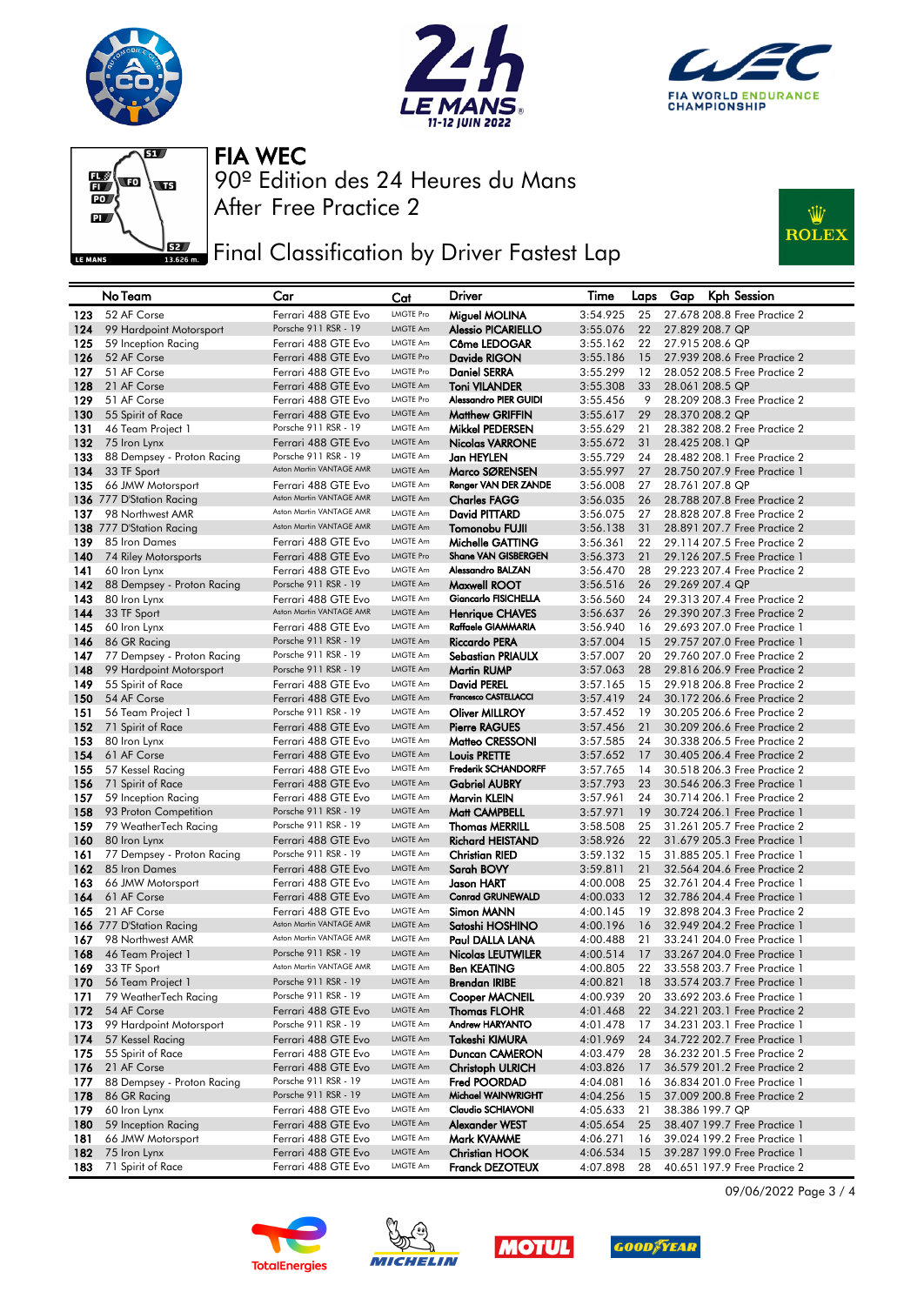# FIA WEC

90º Edition des 24 Heures du Mans
After Free Practice 2

## Final Classification by Driver Fastest Lap

| No | Team | Car | Cat | Driver | Time | Laps | Gap | Kph | Session |
|---|---|---|---|---|---|---|---|---|---|
| 123 | 52 AF Corse | Ferrari 488 GTE Evo | LMGTE Pro | Miguel MOLINA | 3:54.925 | 25 | 27.678 | 208.8 | Free Practice 2 |
| 124 | 99 Hardpoint Motorsport | Porsche 911 RSR - 19 | LMGTE Am | Alessio PICARIELLO | 3:55.076 | 22 | 27.829 | 208.7 | QP |
| 125 | 59 Inception Racing | Ferrari 488 GTE Evo | LMGTE Am | Côme LEDOGAR | 3:55.162 | 22 | 27.915 | 208.6 | QP |
| 126 | 52 AF Corse | Ferrari 488 GTE Evo | LMGTE Pro | Davide RIGON | 3:55.186 | 15 | 27.939 | 208.6 | Free Practice 2 |
| 127 | 51 AF Corse | Ferrari 488 GTE Evo | LMGTE Pro | Daniel SERRA | 3:55.299 | 12 | 28.052 | 208.5 | Free Practice 2 |
| 128 | 21 AF Corse | Ferrari 488 GTE Evo | LMGTE Am | Toni VILANDER | 3:55.308 | 33 | 28.061 | 208.5 | QP |
| 129 | 51 AF Corse | Ferrari 488 GTE Evo | LMGTE Pro | Alessandro PIER GUIDI | 3:55.456 | 9 | 28.209 | 208.3 | Free Practice 2 |
| 130 | 55 Spirit of Race | Ferrari 488 GTE Evo | LMGTE Am | Matthew GRIFFIN | 3:55.617 | 29 | 28.370 | 208.2 | QP |
| 131 | 46 Team Project 1 | Porsche 911 RSR - 19 | LMGTE Am | Mikkel PEDERSEN | 3:55.629 | 21 | 28.382 | 208.2 | Free Practice 2 |
| 132 | 75 Iron Lynx | Ferrari 488 GTE Evo | LMGTE Am | Nicolas VARRONE | 3:55.672 | 31 | 28.425 | 208.1 | QP |
| 133 | 88 Dempsey - Proton Racing | Porsche 911 RSR - 19 | LMGTE Am | Jan HEYLEN | 3:55.729 | 24 | 28.482 | 208.1 | Free Practice 2 |
| 134 | 33 TF Sport | Aston Martin VANTAGE AMR | LMGTE Am | Marco SØRENSEN | 3:55.997 | 27 | 28.750 | 207.9 | Free Practice 1 |
| 135 | 66 JMW Motorsport | Ferrari 488 GTE Evo | LMGTE Am | Renger VAN DER ZANDE | 3:56.008 | 27 | 28.761 | 207.8 | QP |
| 136 | 777 D'Station Racing | Aston Martin VANTAGE AMR | LMGTE Am | Charles FAGG | 3:56.035 | 26 | 28.788 | 207.8 | Free Practice 2 |
| 137 | 98 Northwest AMR | Aston Martin VANTAGE AMR | LMGTE Am | David PITTARD | 3:56.075 | 27 | 28.828 | 207.8 | Free Practice 2 |
| 138 | 777 D'Station Racing | Aston Martin VANTAGE AMR | LMGTE Am | Tomonobu FUJII | 3:56.138 | 31 | 28.891 | 207.7 | Free Practice 2 |
| 139 | 85 Iron Dames | Ferrari 488 GTE Evo | LMGTE Am | Michelle GATTING | 3:56.361 | 22 | 29.114 | 207.5 | Free Practice 2 |
| 140 | 74 Riley Motorsports | Ferrari 488 GTE Evo | LMGTE Pro | Shane VAN GISBERGEN | 3:56.373 | 21 | 29.126 | 207.5 | Free Practice 1 |
| 141 | 60 Iron Lynx | Ferrari 488 GTE Evo | LMGTE Am | Alessandro BALZAN | 3:56.470 | 28 | 29.223 | 207.4 | Free Practice 2 |
| 142 | 88 Dempsey - Proton Racing | Porsche 911 RSR - 19 | LMGTE Am | Maxwell ROOT | 3:56.516 | 26 | 29.269 | 207.4 | QP |
| 143 | 80 Iron Lynx | Ferrari 488 GTE Evo | LMGTE Am | Giancarlo FISICHELLA | 3:56.560 | 24 | 29.313 | 207.4 | Free Practice 2 |
| 144 | 33 TF Sport | Aston Martin VANTAGE AMR | LMGTE Am | Henrique CHAVES | 3:56.637 | 26 | 29.390 | 207.3 | Free Practice 2 |
| 145 | 60 Iron Lynx | Ferrari 488 GTE Evo | LMGTE Am | Raffaele GIAMMARIA | 3:56.940 | 16 | 29.693 | 207.0 | Free Practice 1 |
| 146 | 86 GR Racing | Porsche 911 RSR - 19 | LMGTE Am | Riccardo PERA | 3:57.004 | 15 | 29.757 | 207.0 | Free Practice 1 |
| 147 | 77 Dempsey - Proton Racing | Porsche 911 RSR - 19 | LMGTE Am | Sebastian PRIAULX | 3:57.007 | 20 | 29.760 | 207.0 | Free Practice 1 |
| 148 | 99 Hardpoint Motorsport | Porsche 911 RSR - 19 | LMGTE Am | Martin RUMP | 3:57.063 | 28 | 29.816 | 206.9 | Free Practice 2 |
| 149 | 55 Spirit of Race | Ferrari 488 GTE Evo | LMGTE Am | David PEREL | 3:57.165 | 15 | 29.918 | 206.8 | Free Practice 2 |
| 150 | 54 AF Corse | Ferrari 488 GTE Evo | LMGTE Am | Francesco CASTELLACCI | 3:57.419 | 24 | 30.172 | 206.6 | Free Practice 2 |
| 151 | 56 Team Project 1 | Porsche 911 RSR - 19 | LMGTE Am | Oliver MILLROY | 3:57.452 | 19 | 30.205 | 206.6 | Free Practice 2 |
| 152 | 71 Spirit of Race | Ferrari 488 GTE Evo | LMGTE Am | Pierre RAGUES | 3:57.456 | 21 | 30.209 | 206.6 | Free Practice 2 |
| 153 | 80 Iron Lynx | Ferrari 488 GTE Evo | LMGTE Am | Matteo CRESSONI | 3:57.585 | 24 | 30.338 | 206.5 | Free Practice 2 |
| 154 | 61 AF Corse | Ferrari 488 GTE Evo | LMGTE Am | Louis PRETTE | 3:57.652 | 17 | 30.405 | 206.4 | Free Practice 2 |
| 155 | 57 Kessel Racing | Ferrari 488 GTE Evo | LMGTE Am | Frederik SCHANDORFF | 3:57.765 | 14 | 30.518 | 206.3 | Free Practice 2 |
| 156 | 71 Spirit of Race | Ferrari 488 GTE Evo | LMGTE Am | Gabriel AUBRY | 3:57.793 | 23 | 30.546 | 206.3 | Free Practice 1 |
| 157 | 59 Inception Racing | Ferrari 488 GTE Evo | LMGTE Am | Marvin KLEIN | 3:57.961 | 24 | 30.714 | 206.1 | Free Practice 2 |
| 158 | 93 Proton Competition | Porsche 911 RSR - 19 | LMGTE Am | Matt CAMPBELL | 3:57.971 | 19 | 30.724 | 206.1 | Free Practice 1 |
| 159 | 79 WeatherTech Racing | Porsche 911 RSR - 19 | LMGTE Am | Thomas MERRILL | 3:58.508 | 25 | 31.261 | 205.7 | Free Practice 2 |
| 160 | 80 Iron Lynx | Ferrari 488 GTE Evo | LMGTE Am | Richard HEISTAND | 3:58.926 | 22 | 31.679 | 205.3 | Free Practice 1 |
| 161 | 77 Dempsey - Proton Racing | Porsche 911 RSR - 19 | LMGTE Am | Christian RIED | 3:59.132 | 15 | 31.885 | 205.1 | Free Practice 1 |
| 162 | 85 Iron Dames | Ferrari 488 GTE Evo | LMGTE Am | Sarah BOVY | 3:59.811 | 21 | 32.564 | 204.6 | Free Practice 2 |
| 163 | 66 JMW Motorsport | Ferrari 488 GTE Evo | LMGTE Am | Jason HART | 4:00.008 | 25 | 32.761 | 204.4 | Free Practice 1 |
| 164 | 61 AF Corse | Ferrari 488 GTE Evo | LMGTE Am | Conrad GRUNEWALD | 4:00.033 | 12 | 32.786 | 204.4 | Free Practice 1 |
| 165 | 21 AF Corse | Ferrari 488 GTE Evo | LMGTE Am | Simon MANN | 4:00.145 | 19 | 32.898 | 204.3 | Free Practice 2 |
| 166 | 777 D'Station Racing | Aston Martin VANTAGE AMR | LMGTE Am | Satoshi HOSHINO | 4:00.196 | 16 | 32.949 | 204.2 | Free Practice 1 |
| 167 | 98 Northwest AMR | Aston Martin VANTAGE AMR | LMGTE Am | Paul DALLA LANA | 4:00.488 | 21 | 33.241 | 204.0 | Free Practice 1 |
| 168 | 46 Team Project 1 | Porsche 911 RSR - 19 | LMGTE Am | Nicolas LEUTWILER | 4:00.514 | 17 | 33.267 | 204.0 | Free Practice 1 |
| 169 | 33 TF Sport | Aston Martin VANTAGE AMR | LMGTE Am | Ben KEATING | 4:00.805 | 22 | 33.558 | 203.7 | Free Practice 1 |
| 170 | 56 Team Project 1 | Porsche 911 RSR - 19 | LMGTE Am | Brendan IRIBE | 4:00.821 | 18 | 33.574 | 203.7 | Free Practice 1 |
| 171 | 79 WeatherTech Racing | Porsche 911 RSR - 19 | LMGTE Am | Cooper MACNEIL | 4:00.939 | 20 | 33.692 | 203.6 | Free Practice 1 |
| 172 | 54 AF Corse | Ferrari 488 GTE Evo | LMGTE Am | Thomas FLOHR | 4:01.468 | 22 | 34.221 | 203.1 | Free Practice 2 |
| 173 | 99 Hardpoint Motorsport | Porsche 911 RSR - 19 | LMGTE Am | Andrew HARYANTO | 4:01.478 | 17 | 34.231 | 203.1 | Free Practice 1 |
| 174 | 57 Kessel Racing | Ferrari 488 GTE Evo | LMGTE Am | Takeshi KIMURA | 4:01.969 | 24 | 34.722 | 202.7 | Free Practice 1 |
| 175 | 55 Spirit of Race | Ferrari 488 GTE Evo | LMGTE Am | Duncan CAMERON | 4:03.479 | 28 | 36.232 | 201.5 | Free Practice 2 |
| 176 | 21 AF Corse | Ferrari 488 GTE Evo | LMGTE Am | Christoph ULRICH | 4:03.826 | 17 | 36.579 | 201.2 | Free Practice 2 |
| 177 | 88 Dempsey - Proton Racing | Porsche 911 RSR - 19 | LMGTE Am | Fred POORDAD | 4:04.081 | 16 | 36.834 | 201.0 | Free Practice 1 |
| 178 | 86 GR Racing | Porsche 911 RSR - 19 | LMGTE Am | Michael WAINWRIGHT | 4:04.256 | 15 | 37.009 | 200.8 | Free Practice 2 |
| 179 | 60 Iron Lynx | Ferrari 488 GTE Evo | LMGTE Am | Claudio SCHIAVONI | 4:05.633 | 21 | 38.386 | 199.7 | QP |
| 180 | 59 Inception Racing | Ferrari 488 GTE Evo | LMGTE Am | Alexander WEST | 4:05.654 | 25 | 38.407 | 199.7 | Free Practice 1 |
| 181 | 66 JMW Motorsport | Ferrari 488 GTE Evo | LMGTE Am | Mark KVAMME | 4:06.271 | 16 | 39.024 | 199.2 | Free Practice 1 |
| 182 | 75 Iron Lynx | Ferrari 488 GTE Evo | LMGTE Am | Christian HOOK | 4:06.534 | 15 | 39.287 | 199.0 | Free Practice 1 |
| 183 | 71 Spirit of Race | Ferrari 488 GTE Evo | LMGTE Am | Franck DEZOTEUX | 4:07.898 | 28 | 40.651 | 197.9 | Free Practice 2 |

09/06/2022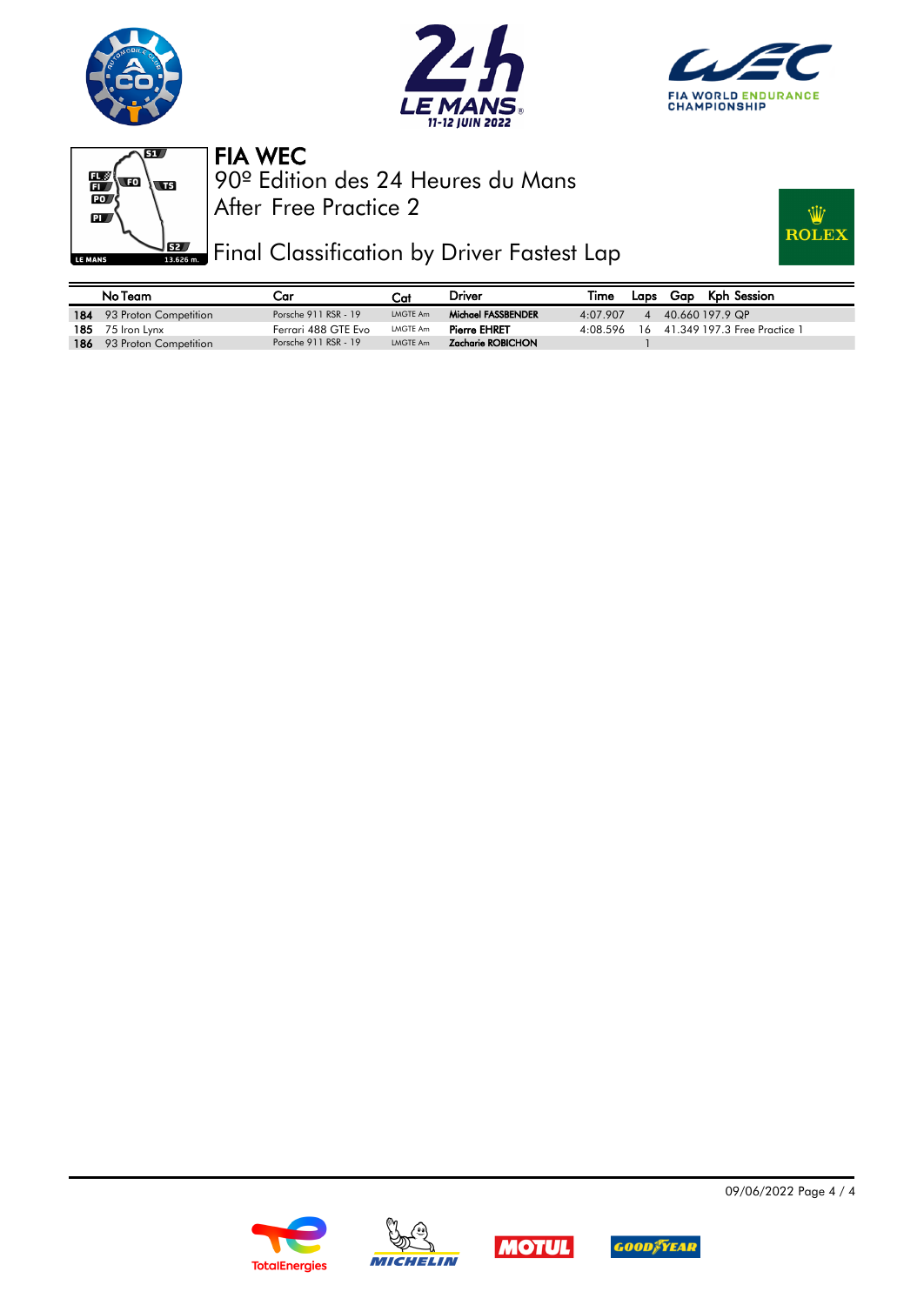# FIA WEC

90º Edition des 24 Heures du Mans

After Free Practice 2

## Final Classification by Driver Fastest Lap

| | No | Team | Car | Cat | Driver | Time | Laps | Gap | Kph | Session |
|---|---|---|---|---|---|---|---|---|---|---|
| **184** | 93 | Proton Competition | Porsche 911 RSR - 19 | LMGTE Am | **Michael FASSBENDER** | 4:07.907 | 4 | 40.660 | 197.9 | QP |
| **185** | 75 | Iron Lynx | Ferrari 488 GTE Evo | LMGTE Am | **Pierre EHRET** | 4:08.596 | 16 | 41.349 | 197.3 | Free Practice 1 |
| **186** | 93 | Proton Competition | Porsche 911 RSR - 19 | LMGTE Am | **Zacharie ROBICHON** | | 1 | | | |

09/06/2022